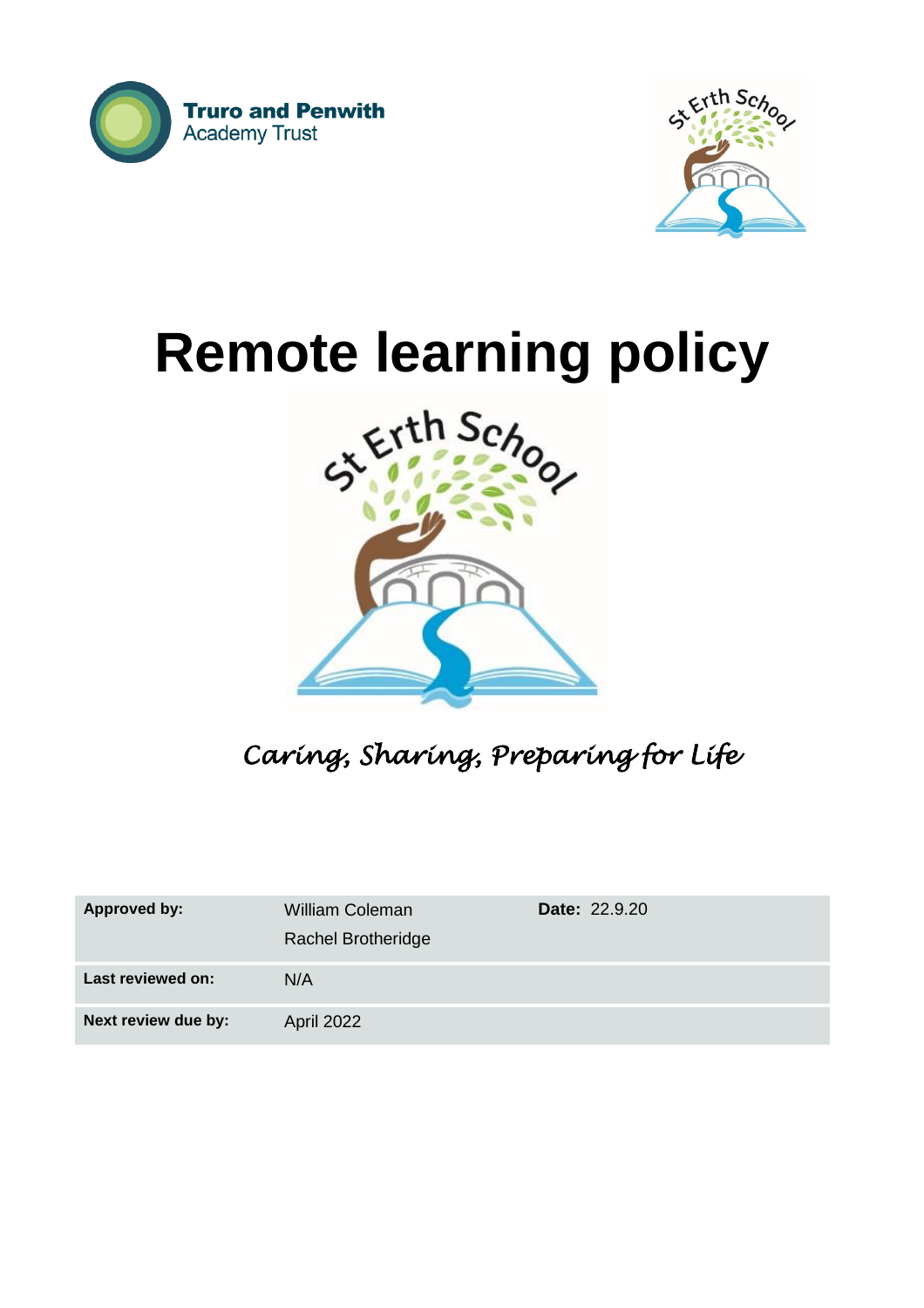Truro and Penwith Academy Trust

St Erth School

# Remote learning policy

St Erth School

*Caring, Sharing, Preparing for Life*

| | | |
|---|---|---|
| **Approved by:** | William Coleman<br>Rachel Brotheridge | **Date:** 22.9.20 |
| **Last reviewed on:** | N/A | |
| **Next review due by:** | April 2022 | |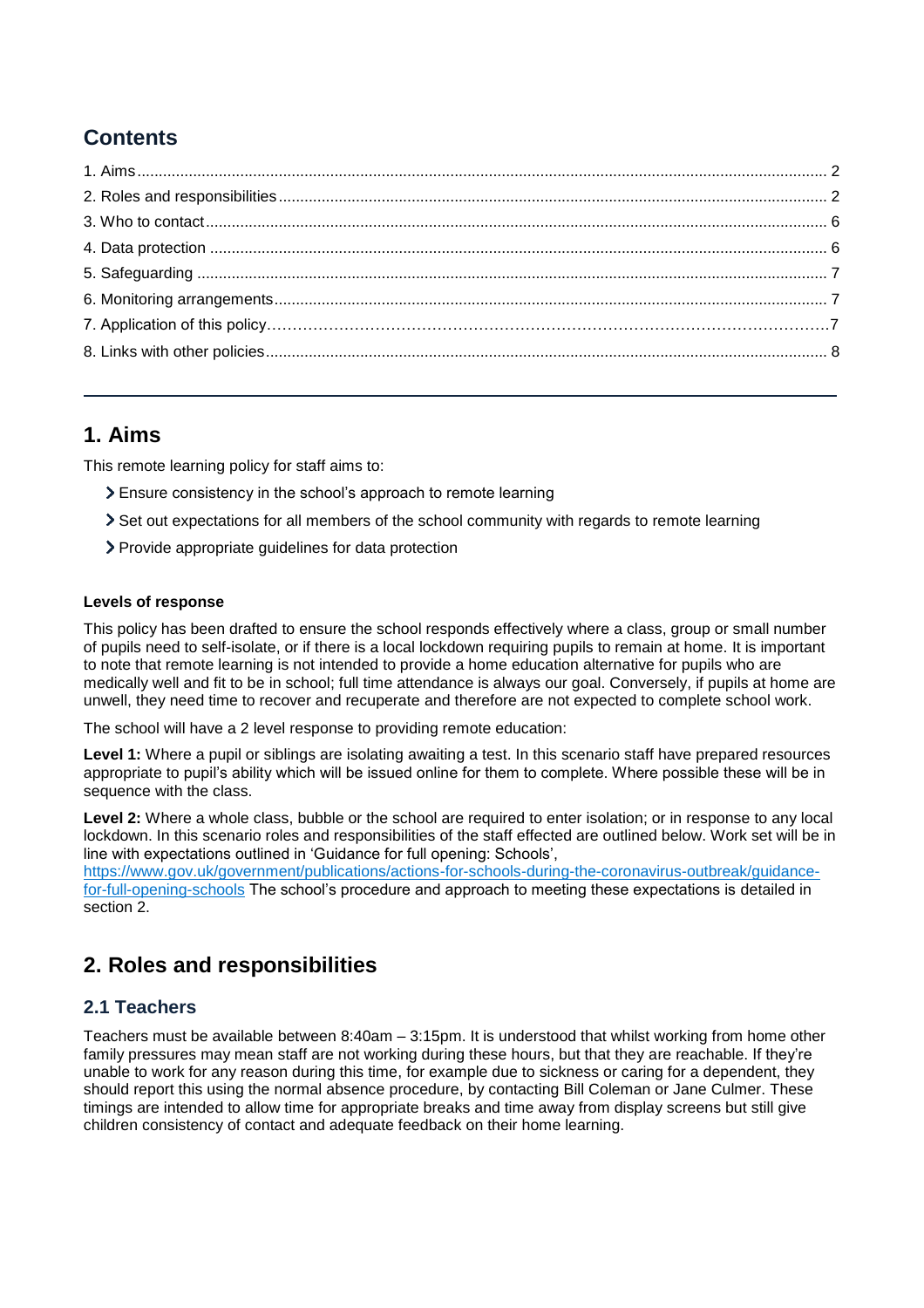## Contents

1. Aims ........................................................................................................................................................ 2
2. Roles and responsibilities ........................................................................................................................ 2
3. Who to contact ........................................................................................................................................ 6
4. Data protection ....................................................................................................................................... 6
5. Safeguarding .......................................................................................................................................... 7
6. Monitoring arrangements ........................................................................................................................ 7
7. Application of this policy……………………………………………………………………………………………7
8. Links with other policies .......................................................................................................................... 8

---

## 1. Aims

This remote learning policy for staff aims to:

- Ensure consistency in the school's approach to remote learning
- Set out expectations for all members of the school community with regards to remote learning
- Provide appropriate guidelines for data protection

**Levels of response**

This policy has been drafted to ensure the school responds effectively where a class, group or small number of pupils need to self-isolate, or if there is a local lockdown requiring pupils to remain at home. It is important to note that remote learning is not intended to provide a home education alternative for pupils who are medically well and fit to be in school; full time attendance is always our goal. Conversely, if pupils at home are unwell, they need time to recover and recuperate and therefore are not expected to complete school work.

The school will have a 2 level response to providing remote education:

**Level 1:** Where a pupil or siblings are isolating awaiting a test. In this scenario staff have prepared resources appropriate to pupil's ability which will be issued online for them to complete. Where possible these will be in sequence with the class.

**Level 2:** Where a whole class, bubble or the school are required to enter isolation; or in response to any local lockdown. In this scenario roles and responsibilities of the staff effected are outlined below. Work set will be in line with expectations outlined in 'Guidance for full opening: Schools', https://www.gov.uk/government/publications/actions-for-schools-during-the-coronavirus-outbreak/guidance-for-full-opening-schools The school's procedure and approach to meeting these expectations is detailed in section 2.

## 2. Roles and responsibilities

### 2.1 Teachers

Teachers must be available between 8:40am – 3:15pm. It is understood that whilst working from home other family pressures may mean staff are not working during these hours, but that they are reachable. If they're unable to work for any reason during this time, for example due to sickness or caring for a dependent, they should report this using the normal absence procedure, by contacting Bill Coleman or Jane Culmer. These timings are intended to allow time for appropriate breaks and time away from display screens but still give children consistency of contact and adequate feedback on their home learning.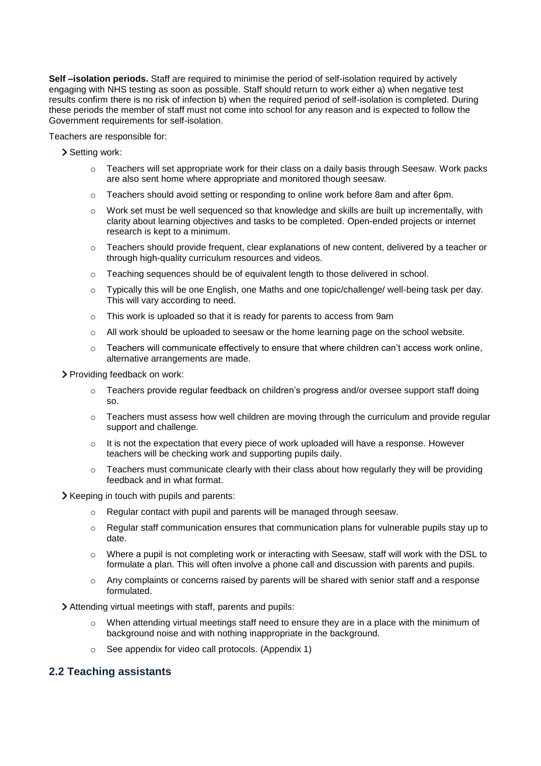**Self –isolation periods.** Staff are required to minimise the period of self-isolation required by actively engaging with NHS testing as soon as possible. Staff should return to work either a) when negative test results confirm there is no risk of infection b) when the required period of self-isolation is completed. During these periods the member of staff must not come into school for any reason and is expected to follow the Government requirements for self-isolation.

Teachers are responsible for:

- Setting work:
  - Teachers will set appropriate work for their class on a daily basis through Seesaw. Work packs are also sent home where appropriate and monitored though seesaw.
  - Teachers should avoid setting or responding to online work before 8am and after 6pm.
  - Work set must be well sequenced so that knowledge and skills are built up incrementally, with clarity about learning objectives and tasks to be completed. Open-ended projects or internet research is kept to a minimum.
  - Teachers should provide frequent, clear explanations of new content, delivered by a teacher or through high-quality curriculum resources and videos.
  - Teaching sequences should be of equivalent length to those delivered in school.
  - Typically this will be one English, one Maths and one topic/challenge/ well-being task per day. This will vary according to need.
  - This work is uploaded so that it is ready for parents to access from 9am
  - All work should be uploaded to seesaw or the home learning page on the school website.
  - Teachers will communicate effectively to ensure that where children can't access work online, alternative arrangements are made.
- Providing feedback on work:
  - Teachers provide regular feedback on children's progress and/or oversee support staff doing so.
  - Teachers must assess how well children are moving through the curriculum and provide regular support and challenge.
  - It is not the expectation that every piece of work uploaded will have a response. However teachers will be checking work and supporting pupils daily.
  - Teachers must communicate clearly with their class about how regularly they will be providing feedback and in what format.
- Keeping in touch with pupils and parents:
  - Regular contact with pupil and parents will be managed through seesaw.
  - Regular staff communication ensures that communication plans for vulnerable pupils stay up to date.
  - Where a pupil is not completing work or interacting with Seesaw, staff will work with the DSL to formulate a plan. This will often involve a phone call and discussion with parents and pupils.
  - Any complaints or concerns raised by parents will be shared with senior staff and a response formulated.
- Attending virtual meetings with staff, parents and pupils:
  - When attending virtual meetings staff need to ensure they are in a place with the minimum of background noise and with nothing inappropriate in the background.
  - See appendix for video call protocols. (Appendix 1)

## 2.2 Teaching assistants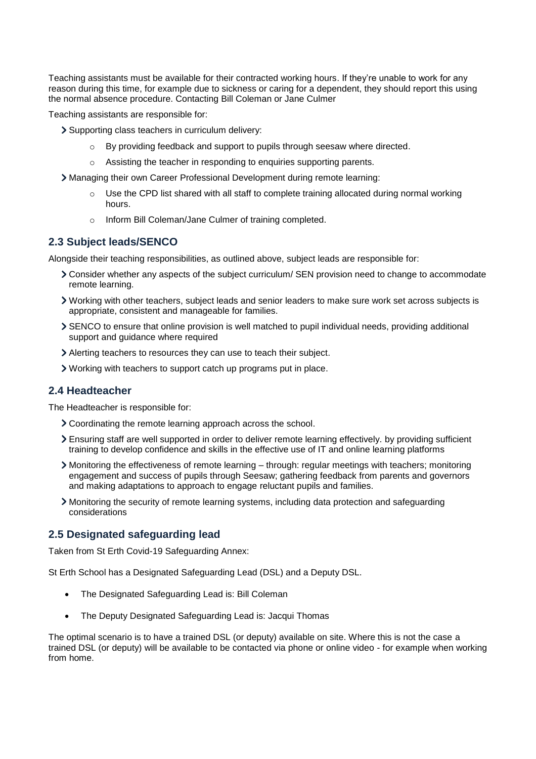Teaching assistants must be available for their contracted working hours. If they're unable to work for any reason during this time, for example due to sickness or caring for a dependent, they should report this using the normal absence procedure. Contacting Bill Coleman or Jane Culmer

Teaching assistants are responsible for:

- Supporting class teachers in curriculum delivery:
  - By providing feedback and support to pupils through seesaw where directed.
  - Assisting the teacher in responding to enquiries supporting parents.
- Managing their own Career Professional Development during remote learning:
  - Use the CPD list shared with all staff to complete training allocated during normal working hours.
  - Inform Bill Coleman/Jane Culmer of training completed.

### 2.3 Subject leads/SENCO

Alongside their teaching responsibilities, as outlined above, subject leads are responsible for:

- Consider whether any aspects of the subject curriculum/ SEN provision need to change to accommodate remote learning.
- Working with other teachers, subject leads and senior leaders to make sure work set across subjects is appropriate, consistent and manageable for families.
- SENCO to ensure that online provision is well matched to pupil individual needs, providing additional support and guidance where required
- Alerting teachers to resources they can use to teach their subject.
- Working with teachers to support catch up programs put in place.

### 2.4 Headteacher

The Headteacher is responsible for:

- Coordinating the remote learning approach across the school.
- Ensuring staff are well supported in order to deliver remote learning effectively. by providing sufficient training to develop confidence and skills in the effective use of IT and online learning platforms
- Monitoring the effectiveness of remote learning – through: regular meetings with teachers; monitoring engagement and success of pupils through Seesaw; gathering feedback from parents and governors and making adaptations to approach to engage reluctant pupils and families.
- Monitoring the security of remote learning systems, including data protection and safeguarding considerations

### 2.5 Designated safeguarding lead

Taken from St Erth Covid-19 Safeguarding Annex:

St Erth School has a Designated Safeguarding Lead (DSL) and a Deputy DSL.

- The Designated Safeguarding Lead is: Bill Coleman
- The Deputy Designated Safeguarding Lead is: Jacqui Thomas

The optimal scenario is to have a trained DSL (or deputy) available on site. Where this is not the case a trained DSL (or deputy) will be available to be contacted via phone or online video - for example when working from home.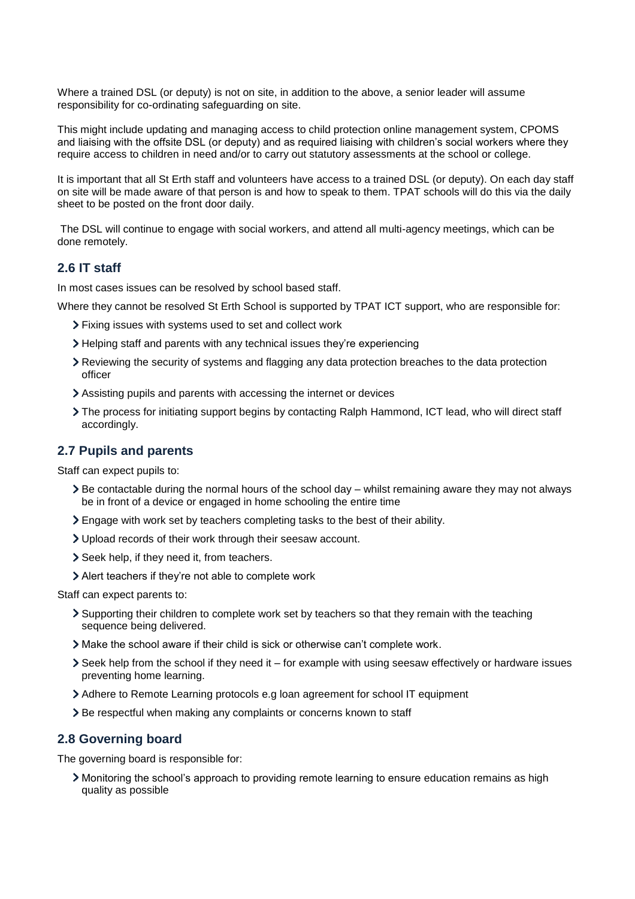Where a trained DSL (or deputy) is not on site, in addition to the above, a senior leader will assume responsibility for co-ordinating safeguarding on site.

This might include updating and managing access to child protection online management system, CPOMS and liaising with the offsite DSL (or deputy) and as required liaising with children's social workers where they require access to children in need and/or to carry out statutory assessments at the school or college.

It is important that all St Erth staff and volunteers have access to a trained DSL (or deputy). On each day staff on site will be made aware of that person is and how to speak to them. TPAT schools will do this via the daily sheet to be posted on the front door daily.

The DSL will continue to engage with social workers, and attend all multi-agency meetings, which can be done remotely.

## 2.6 IT staff

In most cases issues can be resolved by school based staff.

Where they cannot be resolved St Erth School is supported by TPAT ICT support, who are responsible for:

- Fixing issues with systems used to set and collect work
- Helping staff and parents with any technical issues they're experiencing
- Reviewing the security of systems and flagging any data protection breaches to the data protection officer
- Assisting pupils and parents with accessing the internet or devices
- The process for initiating support begins by contacting Ralph Hammond, ICT lead, who will direct staff accordingly.

## 2.7 Pupils and parents

Staff can expect pupils to:

- Be contactable during the normal hours of the school day – whilst remaining aware they may not always be in front of a device or engaged in home schooling the entire time
- Engage with work set by teachers completing tasks to the best of their ability.
- Upload records of their work through their seesaw account.
- Seek help, if they need it, from teachers.
- Alert teachers if they're not able to complete work

Staff can expect parents to:

- Supporting their children to complete work set by teachers so that they remain with the teaching sequence being delivered.
- Make the school aware if their child is sick or otherwise can't complete work.
- Seek help from the school if they need it – for example with using seesaw effectively or hardware issues preventing home learning.
- Adhere to Remote Learning protocols e.g loan agreement for school IT equipment
- Be respectful when making any complaints or concerns known to staff

## 2.8 Governing board

The governing board is responsible for:

- Monitoring the school's approach to providing remote learning to ensure education remains as high quality as possible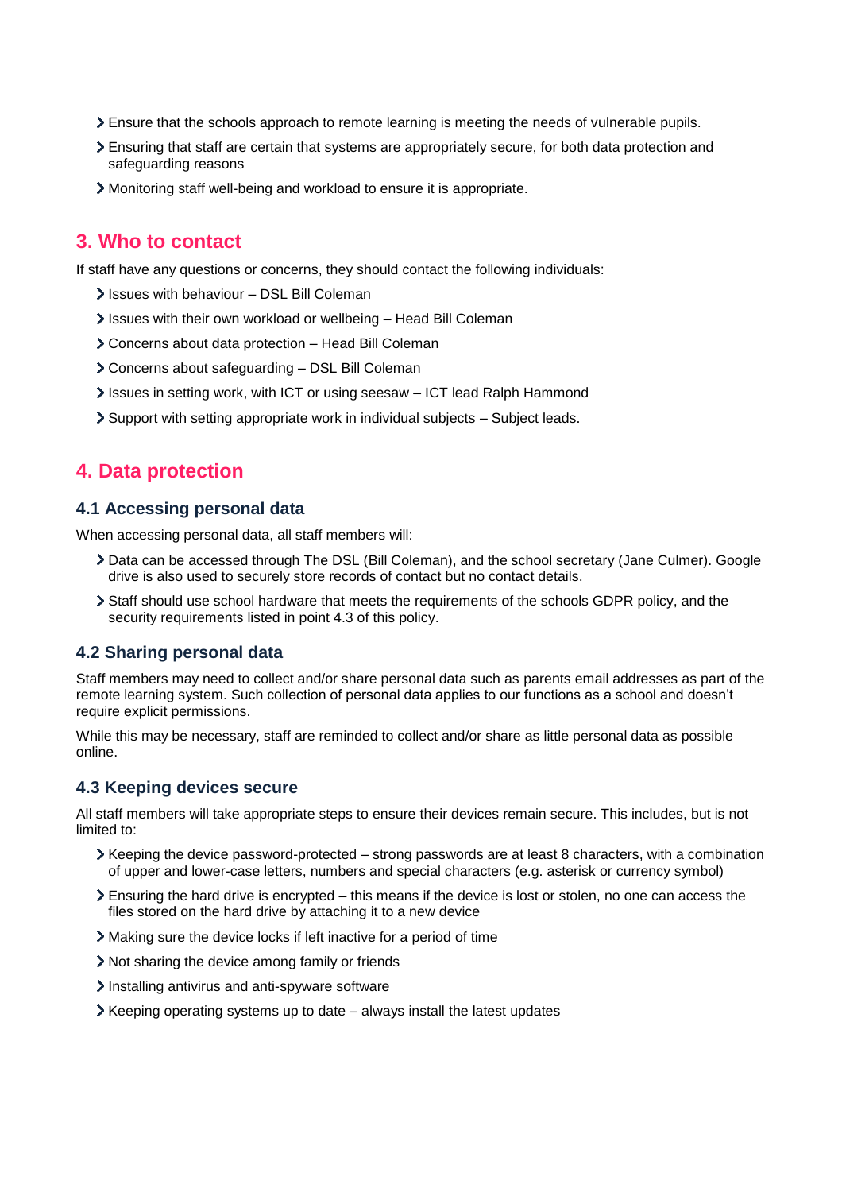- Ensure that the schools approach to remote learning is meeting the needs of vulnerable pupils.
- Ensuring that staff are certain that systems are appropriately secure, for both data protection and safeguarding reasons
- Monitoring staff well-being and workload to ensure it is appropriate.

## 3. Who to contact

If staff have any questions or concerns, they should contact the following individuals:

- Issues with behaviour – DSL Bill Coleman
- Issues with their own workload or wellbeing – Head Bill Coleman
- Concerns about data protection – Head Bill Coleman
- Concerns about safeguarding – DSL Bill Coleman
- Issues in setting work, with ICT or using seesaw – ICT lead Ralph Hammond
- Support with setting appropriate work in individual subjects – Subject leads.

## 4. Data protection

### 4.1 Accessing personal data

When accessing personal data, all staff members will:

- Data can be accessed through The DSL (Bill Coleman), and the school secretary (Jane Culmer). Google drive is also used to securely store records of contact but no contact details.
- Staff should use school hardware that meets the requirements of the schools GDPR policy, and the security requirements listed in point 4.3 of this policy.

### 4.2 Sharing personal data

Staff members may need to collect and/or share personal data such as parents email addresses as part of the remote learning system. Such collection of personal data applies to our functions as a school and doesn't require explicit permissions.

While this may be necessary, staff are reminded to collect and/or share as little personal data as possible online.

### 4.3 Keeping devices secure

All staff members will take appropriate steps to ensure their devices remain secure. This includes, but is not limited to:

- Keeping the device password-protected – strong passwords are at least 8 characters, with a combination of upper and lower-case letters, numbers and special characters (e.g. asterisk or currency symbol)
- Ensuring the hard drive is encrypted – this means if the device is lost or stolen, no one can access the files stored on the hard drive by attaching it to a new device
- Making sure the device locks if left inactive for a period of time
- Not sharing the device among family or friends
- Installing antivirus and anti-spyware software
- Keeping operating systems up to date – always install the latest updates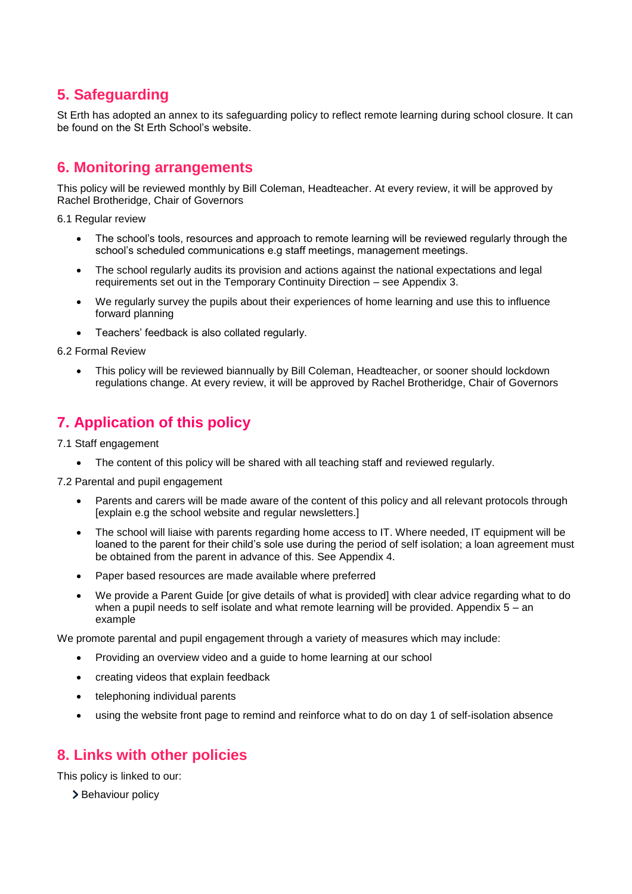## 5. Safeguarding

St Erth has adopted an annex to its safeguarding policy to reflect remote learning during school closure. It can be found on the St Erth School's website.

## 6. Monitoring arrangements

This policy will be reviewed monthly by Bill Coleman, Headteacher. At every review, it will be approved by Rachel Brotheridge, Chair of Governors

6.1 Regular review

- The school's tools, resources and approach to remote learning will be reviewed regularly through the school's scheduled communications e.g staff meetings, management meetings.
- The school regularly audits its provision and actions against the national expectations and legal requirements set out in the Temporary Continuity Direction – see Appendix 3.
- We regularly survey the pupils about their experiences of home learning and use this to influence forward planning
- Teachers' feedback is also collated regularly.

6.2 Formal Review

- This policy will be reviewed biannually by Bill Coleman, Headteacher, or sooner should lockdown regulations change. At every review, it will be approved by Rachel Brotheridge, Chair of Governors

## 7. Application of this policy

7.1 Staff engagement

- The content of this policy will be shared with all teaching staff and reviewed regularly.

7.2 Parental and pupil engagement

- Parents and carers will be made aware of the content of this policy and all relevant protocols through [explain e.g the school website and regular newsletters.]
- The school will liaise with parents regarding home access to IT. Where needed, IT equipment will be loaned to the parent for their child's sole use during the period of self isolation; a loan agreement must be obtained from the parent in advance of this. See Appendix 4.
- Paper based resources are made available where preferred
- We provide a Parent Guide [or give details of what is provided] with clear advice regarding what to do when a pupil needs to self isolate and what remote learning will be provided. Appendix 5 – an example

We promote parental and pupil engagement through a variety of measures which may include:

- Providing an overview video and a guide to home learning at our school
- creating videos that explain feedback
- telephoning individual parents
- using the website front page to remind and reinforce what to do on day 1 of self-isolation absence

## 8. Links with other policies

This policy is linked to our:

- Behaviour policy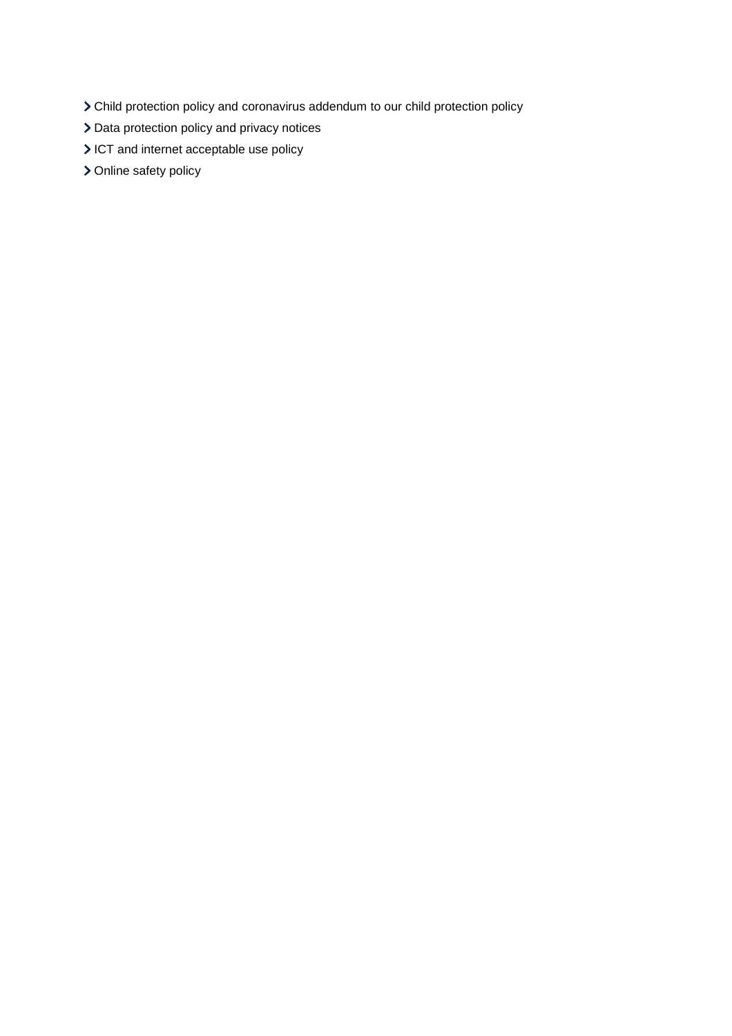- Child protection policy and coronavirus addendum to our child protection policy
- Data protection policy and privacy notices
- ICT and internet acceptable use policy
- Online safety policy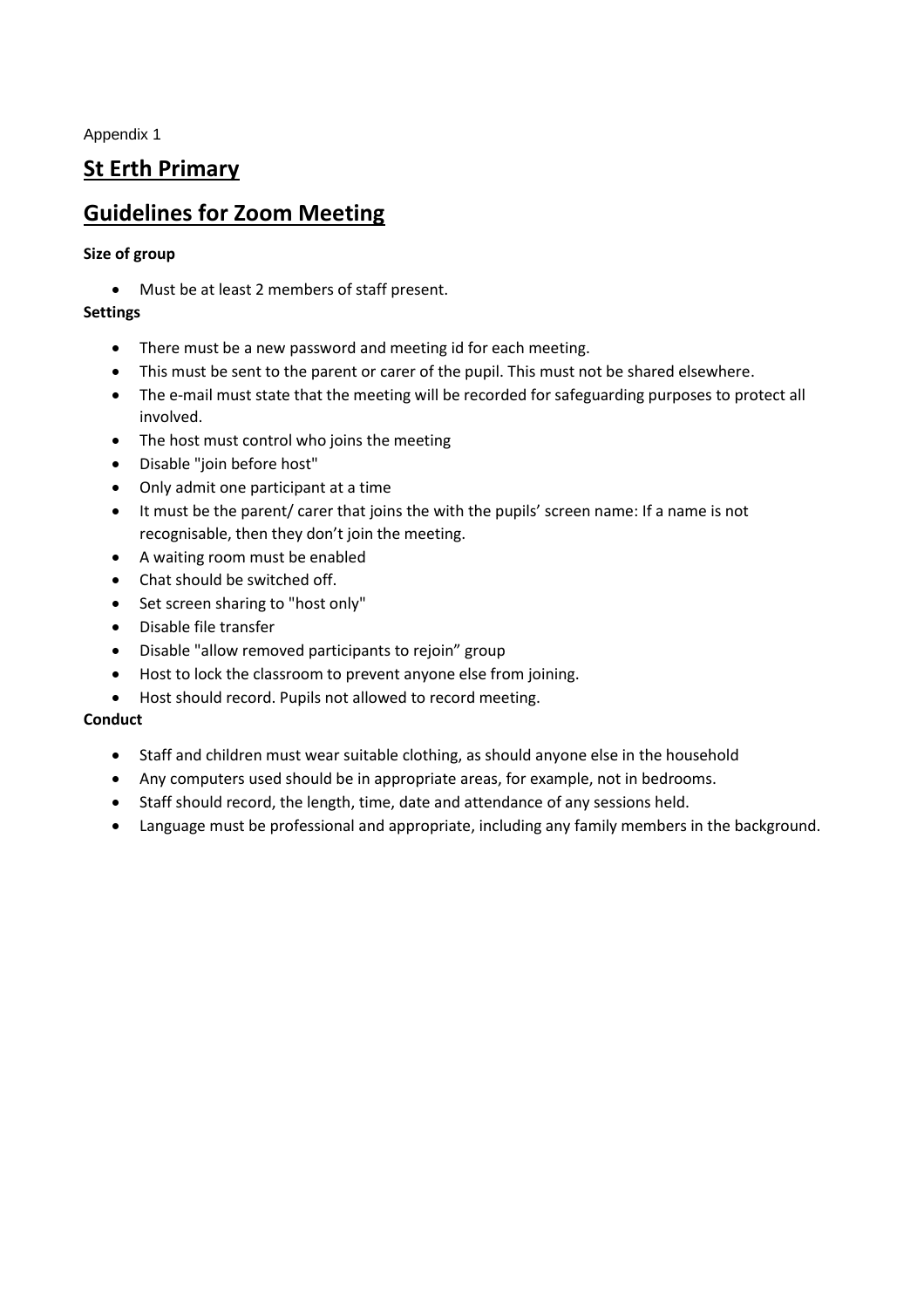Appendix 1

# St Erth Primary

# Guidelines for Zoom Meeting

**Size of group**

- Must be at least 2 members of staff present.

**Settings**

- There must be a new password and meeting id for each meeting.
- This must be sent to the parent or carer of the pupil. This must not be shared elsewhere.
- The e-mail must state that the meeting will be recorded for safeguarding purposes to protect all involved.
- The host must control who joins the meeting
- Disable "join before host"
- Only admit one participant at a time
- It must be the parent/ carer that joins the with the pupils' screen name: If a name is not recognisable, then they don't join the meeting.
- A waiting room must be enabled
- Chat should be switched off.
- Set screen sharing to "host only"
- Disable file transfer
- Disable "allow removed participants to rejoin" group
- Host to lock the classroom to prevent anyone else from joining.
- Host should record. Pupils not allowed to record meeting.

**Conduct**

- Staff and children must wear suitable clothing, as should anyone else in the household
- Any computers used should be in appropriate areas, for example, not in bedrooms.
- Staff should record, the length, time, date and attendance of any sessions held.
- Language must be professional and appropriate, including any family members in the background.